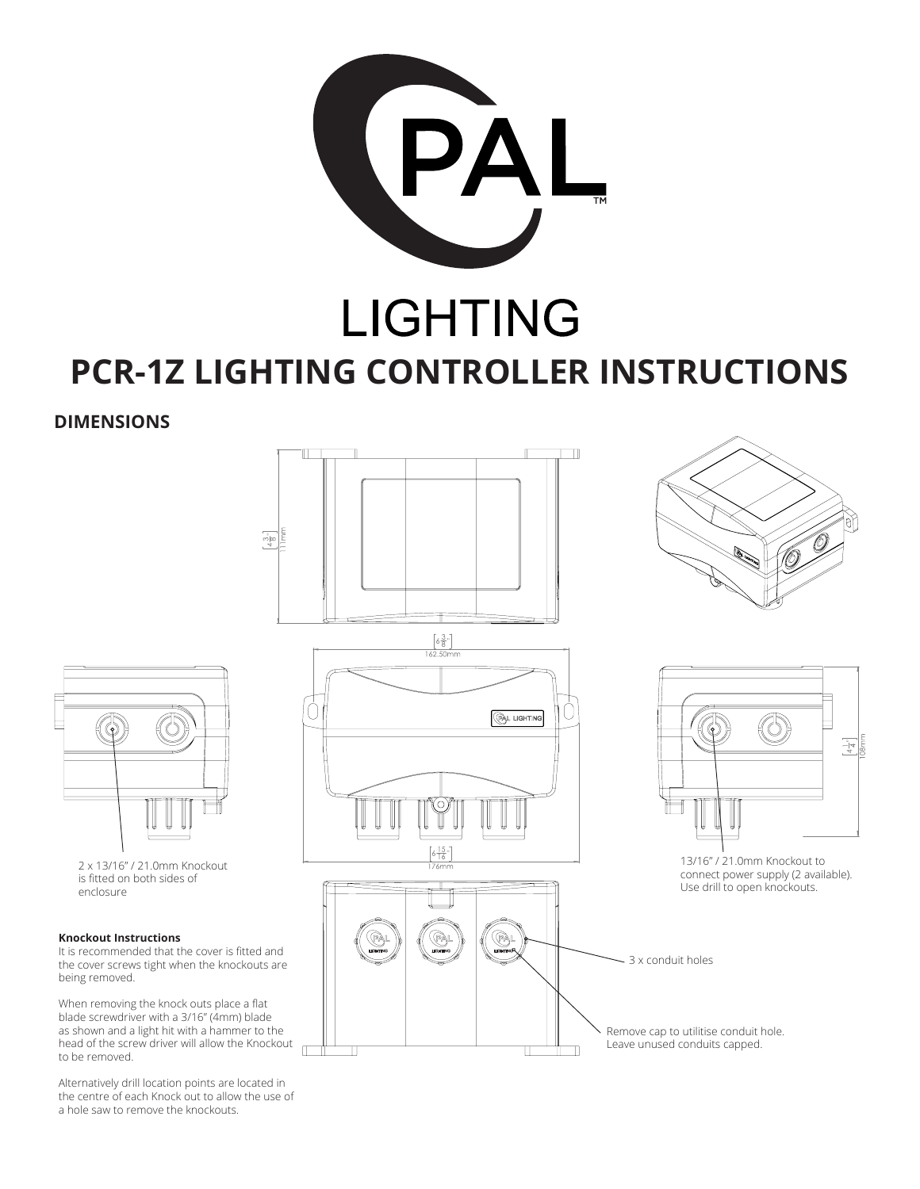# PAL LIGHTING

# PCR-1Z LIGHTING CONTROLLER INSTRUCTIONS

## DIMENSIONS

4 3/8" 111mm

6 3/8" 162.50mm

6 15/16" 176mm

4 1/4" 108mm

2 x 13/16" / 21.0mm Knockout is fitted on both sides of enclosure

13/16" / 21.0mm Knockout to connect power supply (2 available). Use drill to open knockouts.

3 x conduit holes

Remove cap to utilitise conduit hole. Leave unused conduits capped.

**Knockout Instructions**

It is recommended that the cover is fitted and the cover screws tight when the knockouts are being removed.

When removing the knock outs place a flat blade screwdriver with a 3/16" (4mm) blade as shown and a light hit with a hammer to the head of the screw driver will allow the Knockout to be removed.

Alternatively drill location points are located in the centre of each Knock out to allow the use of a hole saw to remove the knockouts.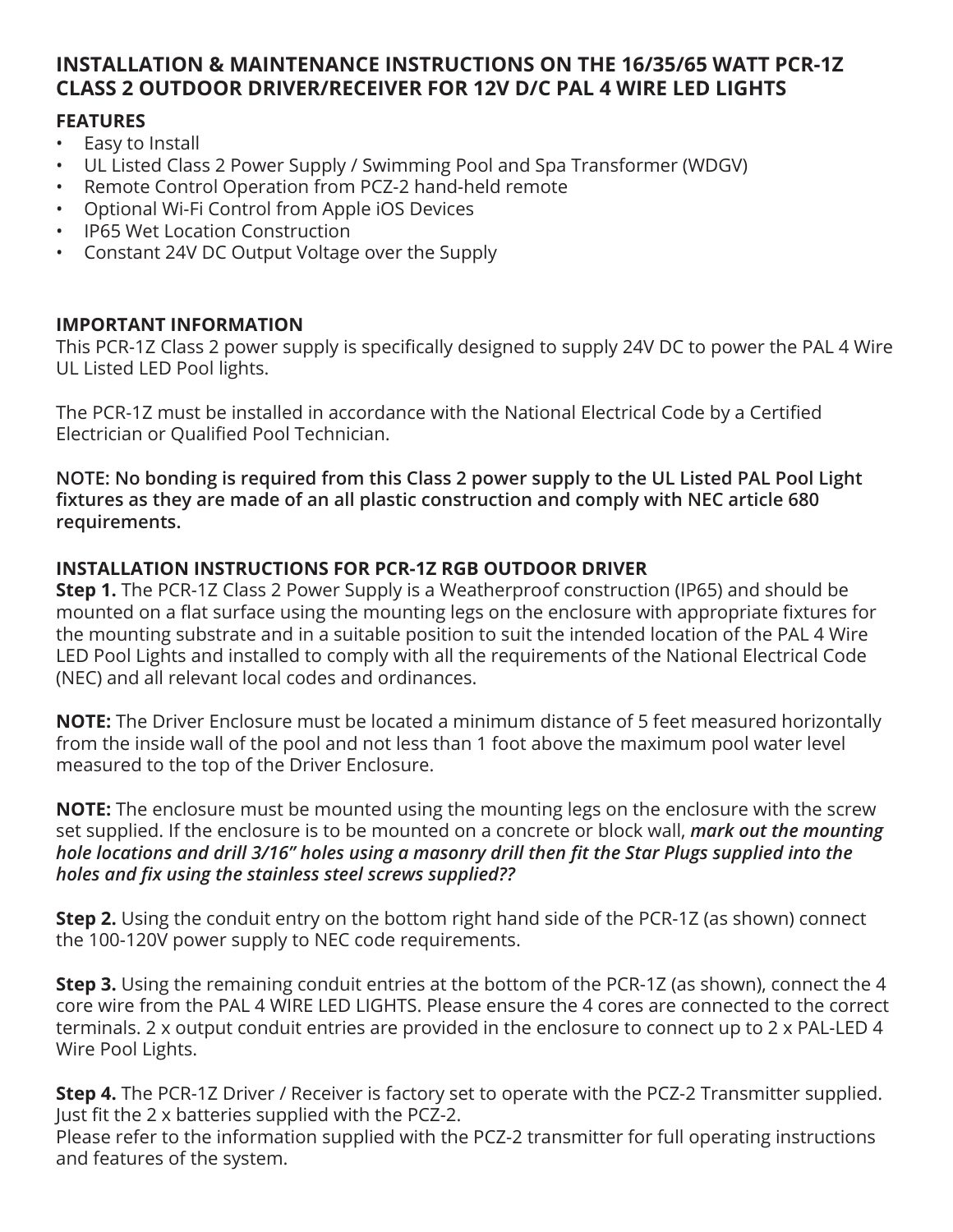## INSTALLATION & MAINTENANCE INSTRUCTIONS ON THE 16/35/65 WATT PCR-1Z CLASS 2 OUTDOOR DRIVER/RECEIVER FOR 12V D/C PAL 4 WIRE LED LIGHTS

### FEATURES

- Easy to Install
- UL Listed Class 2 Power Supply / Swimming Pool and Spa Transformer (WDGV)
- Remote Control Operation from PCZ-2 hand-held remote
- Optional Wi-Fi Control from Apple iOS Devices
- IP65 Wet Location Construction
- Constant 24V DC Output Voltage over the Supply

### IMPORTANT INFORMATION

This PCR-1Z Class 2 power supply is specifically designed to supply 24V DC to power the PAL 4 Wire UL Listed LED Pool lights.

The PCR-1Z must be installed in accordance with the National Electrical Code by a Certified Electrician or Qualified Pool Technician.

**NOTE: No bonding is required from this Class 2 power supply to the UL Listed PAL Pool Light fixtures as they are made of an all plastic construction and comply with NEC article 680 requirements.**

### INSTALLATION INSTRUCTIONS FOR PCR-1Z RGB OUTDOOR DRIVER

**Step 1.** The PCR-1Z Class 2 Power Supply is a Weatherproof construction (IP65) and should be mounted on a flat surface using the mounting legs on the enclosure with appropriate fixtures for the mounting substrate and in a suitable position to suit the intended location of the PAL 4 Wire LED Pool Lights and installed to comply with all the requirements of the National Electrical Code (NEC) and all relevant local codes and ordinances.

**NOTE:** The Driver Enclosure must be located a minimum distance of 5 feet measured horizontally from the inside wall of the pool and not less than 1 foot above the maximum pool water level measured to the top of the Driver Enclosure.

**NOTE:** The enclosure must be mounted using the mounting legs on the enclosure with the screw set supplied. If the enclosure is to be mounted on a concrete or block wall, ***mark out the mounting hole locations and drill 3/16" holes using a masonry drill then fit the Star Plugs supplied into the holes and fix using the stainless steel screws supplied??***

**Step 2.** Using the conduit entry on the bottom right hand side of the PCR-1Z (as shown) connect the 100-120V power supply to NEC code requirements.

**Step 3.** Using the remaining conduit entries at the bottom of the PCR-1Z (as shown), connect the 4 core wire from the PAL 4 WIRE LED LIGHTS. Please ensure the 4 cores are connected to the correct terminals. 2 x output conduit entries are provided in the enclosure to connect up to 2 x PAL-LED 4 Wire Pool Lights.

**Step 4.** The PCR-1Z Driver / Receiver is factory set to operate with the PCZ-2 Transmitter supplied. Just fit the 2 x batteries supplied with the PCZ-2.
Please refer to the information supplied with the PCZ-2 transmitter for full operating instructions and features of the system.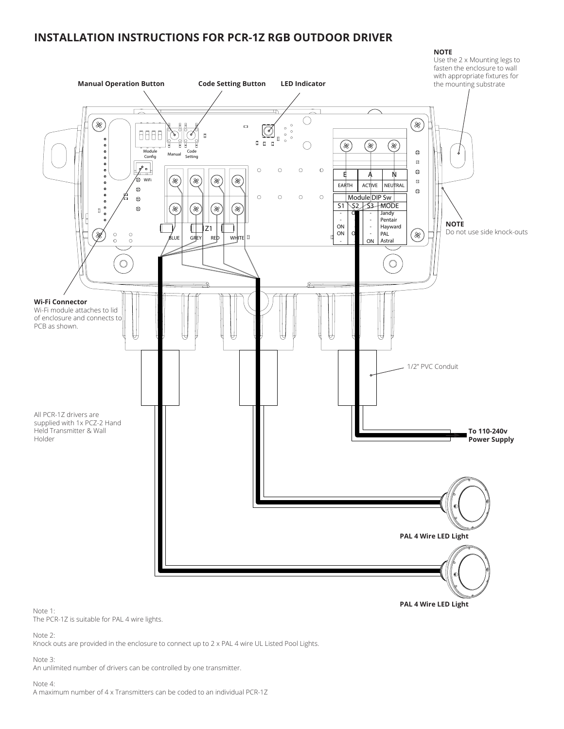## INSTALLATION INSTRUCTIONS FOR PCR-1Z RGB OUTDOOR DRIVER

**NOTE**
Use the 2 x Mounting legs to fasten the enclosure to wall with appropriate fixtures for the mounting substrate

**Manual Operation Button**

**Code Setting Button**

**LED Indicator**

Module Config | Manual | Code Setting

WiFi

| E | A | N |
|---|---|---|
| EARTH | ACTIVE | NEUTRAL |

Module DIP Sw

| S1 | S2 | S3 | MODE |
|---|---|---|---|
| - | ON | - | Jandy |
| - | - | - | Pentair |
| ON | - | - | Hayward |
| ON | ON | - | PAL |
| - | - | ON | Astral |

Z1

BLUE GREY RED WHITE

**NOTE**
Do not use side knock-outs

**Wi-Fi Connector**
Wi-Fi module attaches to lid of enclosure and connects to PCB as shown.

1/2" PVC Conduit

All PCR-1Z drivers are supplied with 1x PCZ-2 Hand Held Transmitter & Wall Holder

**To 110-240v Power Supply**

**PAL 4 Wire LED Light**

**PAL 4 Wire LED Light**

Note 1:
The PCR-1Z is suitable for PAL 4 wire lights.

Note 2:
Knock outs are provided in the enclosure to connect up to 2 x PAL 4 wire UL Listed Pool Lights.

Note 3:
An unlimited number of drivers can be controlled by one transmitter.

Note 4:
A maximum number of 4 x Transmitters can be coded to an individual PCR-1Z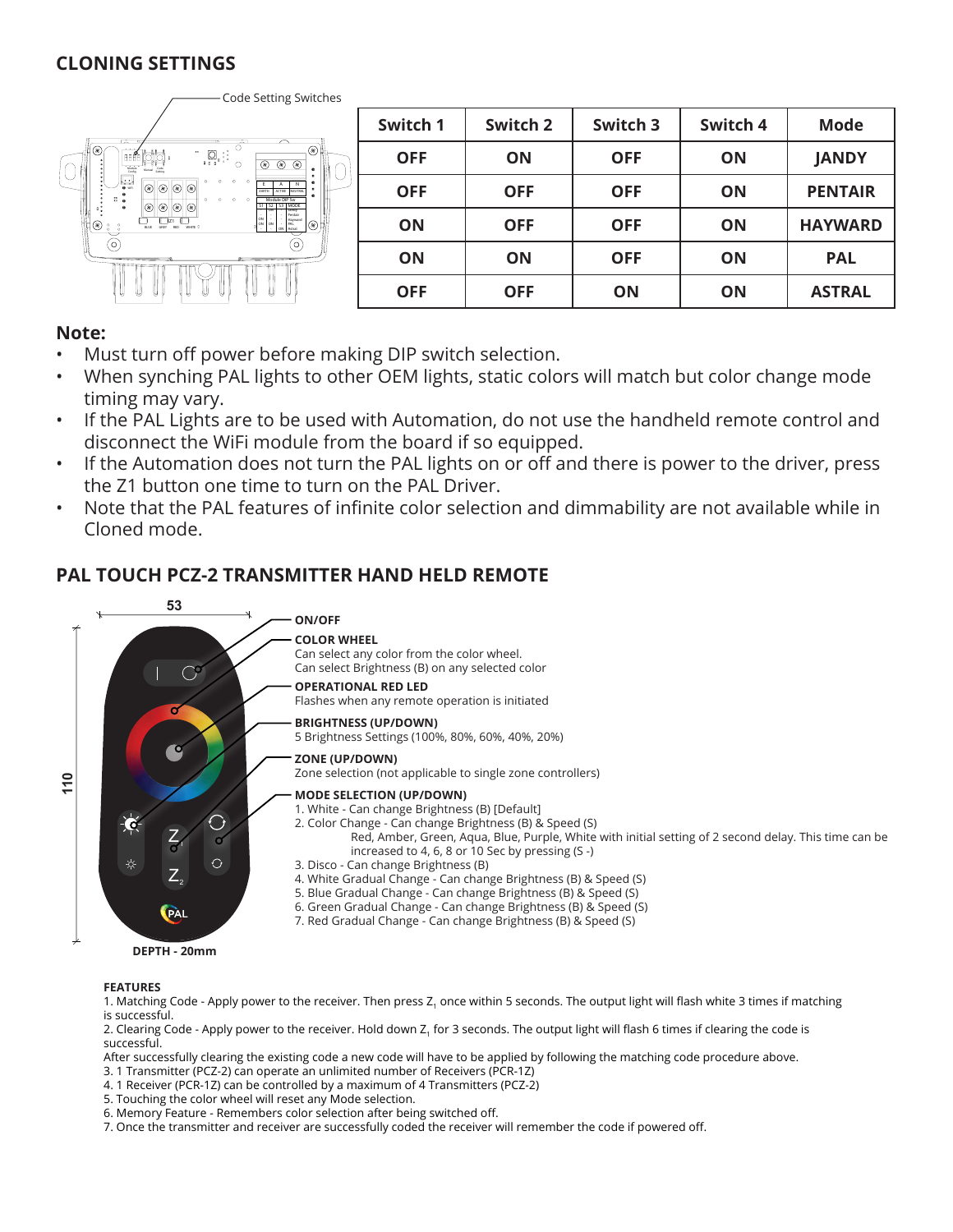## CLONING SETTINGS

Code Setting Switches

| Switch 1 | Switch 2 | Switch 3 | Switch 4 | Mode |
|---|---|---|---|---|
| OFF | ON | OFF | ON | JANDY |
| OFF | OFF | OFF | ON | PENTAIR |
| ON | OFF | OFF | ON | HAYWARD |
| ON | ON | OFF | ON | PAL |
| OFF | OFF | ON | ON | ASTRAL |

**Note:**

- Must turn off power before making DIP switch selection.
- When synching PAL lights to other OEM lights, static colors will match but color change mode timing may vary.
- If the PAL Lights are to be used with Automation, do not use the handheld remote control and disconnect the WiFi module from the board if so equipped.
- If the Automation does not turn the PAL lights on or off and there is power to the driver, press the Z1 button one time to turn on the PAL Driver.
- Note that the PAL features of infinite color selection and dimmability are not available while in Cloned mode.

## PAL TOUCH PCZ-2 TRANSMITTER HAND HELD REMOTE

53

110

DEPTH - 20mm

**ON/OFF**

**COLOR WHEEL**
Can select any color from the color wheel.
Can select Brightness (B) on any selected color

**OPERATIONAL RED LED**
Flashes when any remote operation is initiated

**BRIGHTNESS (UP/DOWN)**
5 Brightness Settings (100%, 80%, 60%, 40%, 20%)

**ZONE (UP/DOWN)**
Zone selection (not applicable to single zone controllers)

**MODE SELECTION (UP/DOWN)**
1. White - Can change Brightness (B) [Default]
2. Color Change - Can change Brightness (B) & Speed (S)
   Red, Amber, Green, Aqua, Blue, Purple, White with initial setting of 2 second delay. This time can be increased to 4, 6, 8 or 10 Sec by pressing (S -)
3. Disco - Can change Brightness (B)
4. White Gradual Change - Can change Brightness (B) & Speed (S)
5. Blue Gradual Change - Can change Brightness (B) & Speed (S)
6. Green Gradual Change - Can change Brightness (B) & Speed (S)
7. Red Gradual Change - Can change Brightness (B) & Speed (S)

**FEATURES**

1. Matching Code - Apply power to the receiver. Then press $Z_1$ once within 5 seconds. The output light will flash white 3 times if matching is successful.
2. Clearing Code - Apply power to the receiver. Hold down $Z_1$ for 3 seconds. The output light will flash 6 times if clearing the code is successful.
After successfully clearing the existing code a new code will have to be applied by following the matching code procedure above.
3. 1 Transmitter (PCZ-2) can operate an unlimited number of Receivers (PCR-1Z)
4. 1 Receiver (PCR-1Z) can be controlled by a maximum of 4 Transmitters (PCZ-2)
5. Touching the color wheel will reset any Mode selection.
6. Memory Feature - Remembers color selection after being switched off.
7. Once the transmitter and receiver are successfully coded the receiver will remember the code if powered off.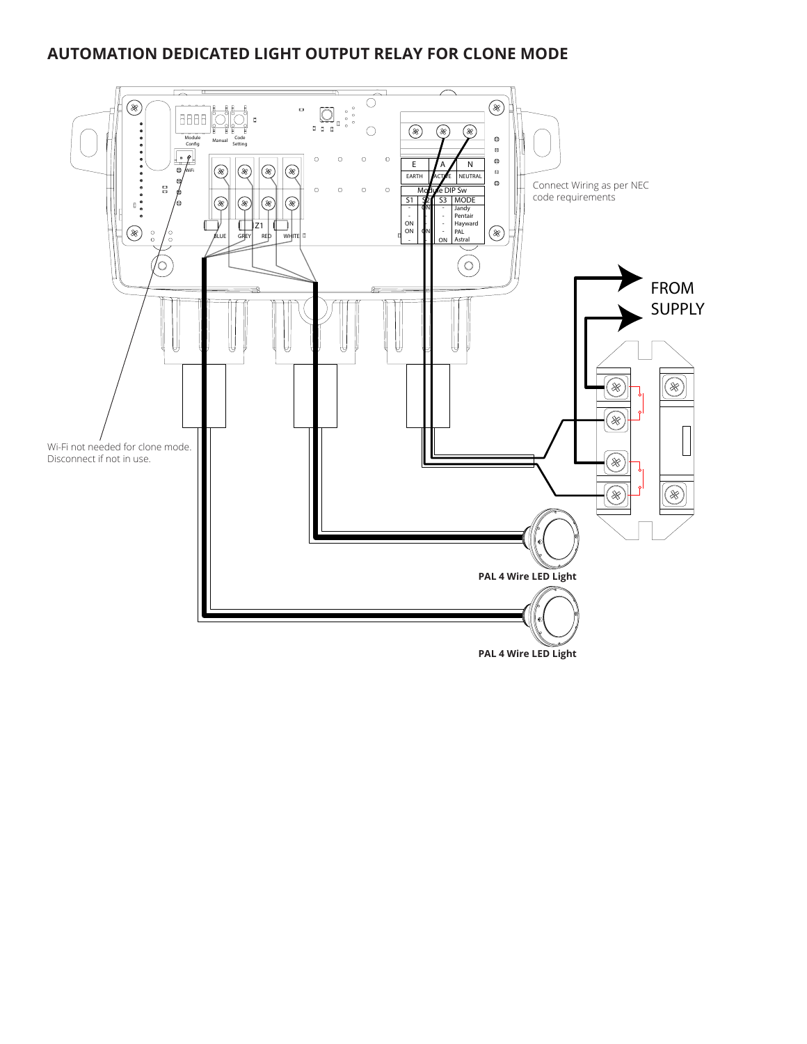## AUTOMATION DEDICATED LIGHT OUTPUT RELAY FOR CLONE MODE

Module Config

Manual

Code Setting

WiFi

BLUE

GREY

RED

WHITE

Z1

E

A

N

EARTH

ACTIVE

NEUTRAL

Module DIP Sw

| S1 | S2 | S3 | MODE |
|---|---|---|---|
| - | ON | - | Jandy |
| - | - | - | Pentair |
| ON | - | - | Hayward |
| ON | ON | - | PAL |
| - | - | ON | Astral |

Connect Wiring as per NEC code requirements

FROM SUPPLY

Wi-Fi not needed for clone mode. Disconnect if not in use.

**PAL 4 Wire LED Light**

**PAL 4 Wire LED Light**